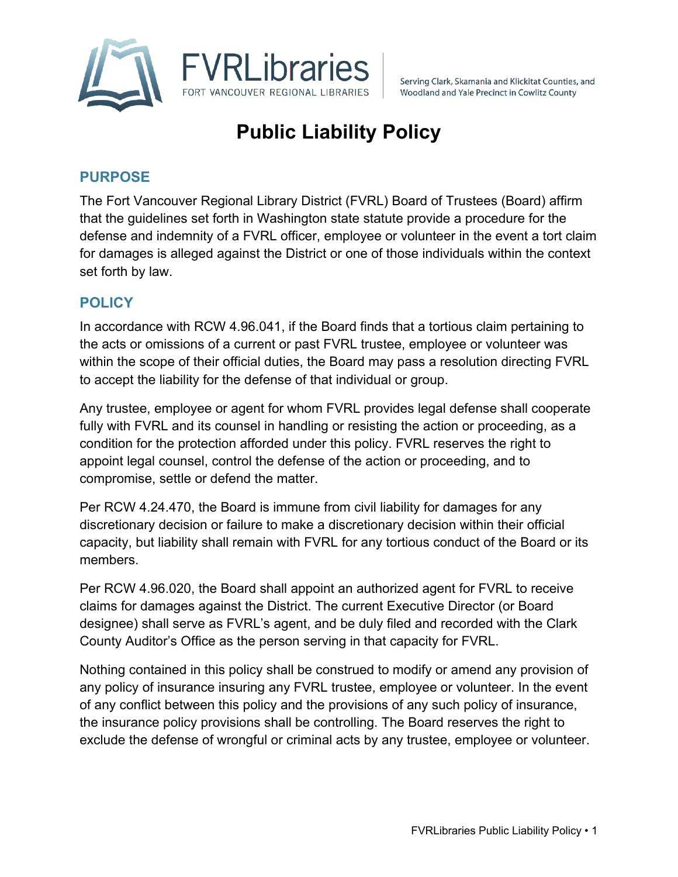FVRLibraries
FORT VANCOUVER REGIONAL LIBRARIES

Serving Clark, Skamania and Klickitat Counties, and Woodland and Yale Precinct in Cowlitz County

# Public Liability Policy

## PURPOSE

The Fort Vancouver Regional Library District (FVRL) Board of Trustees (Board) affirm that the guidelines set forth in Washington state statute provide a procedure for the defense and indemnity of a FVRL officer, employee or volunteer in the event a tort claim for damages is alleged against the District or one of those individuals within the context set forth by law.

## POLICY

In accordance with RCW 4.96.041, if the Board finds that a tortious claim pertaining to the acts or omissions of a current or past FVRL trustee, employee or volunteer was within the scope of their official duties, the Board may pass a resolution directing FVRL to accept the liability for the defense of that individual or group.

Any trustee, employee or agent for whom FVRL provides legal defense shall cooperate fully with FVRL and its counsel in handling or resisting the action or proceeding, as a condition for the protection afforded under this policy. FVRL reserves the right to appoint legal counsel, control the defense of the action or proceeding, and to compromise, settle or defend the matter.

Per RCW 4.24.470, the Board is immune from civil liability for damages for any discretionary decision or failure to make a discretionary decision within their official capacity, but liability shall remain with FVRL for any tortious conduct of the Board or its members.

Per RCW 4.96.020, the Board shall appoint an authorized agent for FVRL to receive claims for damages against the District. The current Executive Director (or Board designee) shall serve as FVRL's agent, and be duly filed and recorded with the Clark County Auditor's Office as the person serving in that capacity for FVRL.

Nothing contained in this policy shall be construed to modify or amend any provision of any policy of insurance insuring any FVRL trustee, employee or volunteer. In the event of any conflict between this policy and the provisions of any such policy of insurance, the insurance policy provisions shall be controlling. The Board reserves the right to exclude the defense of wrongful or criminal acts by any trustee, employee or volunteer.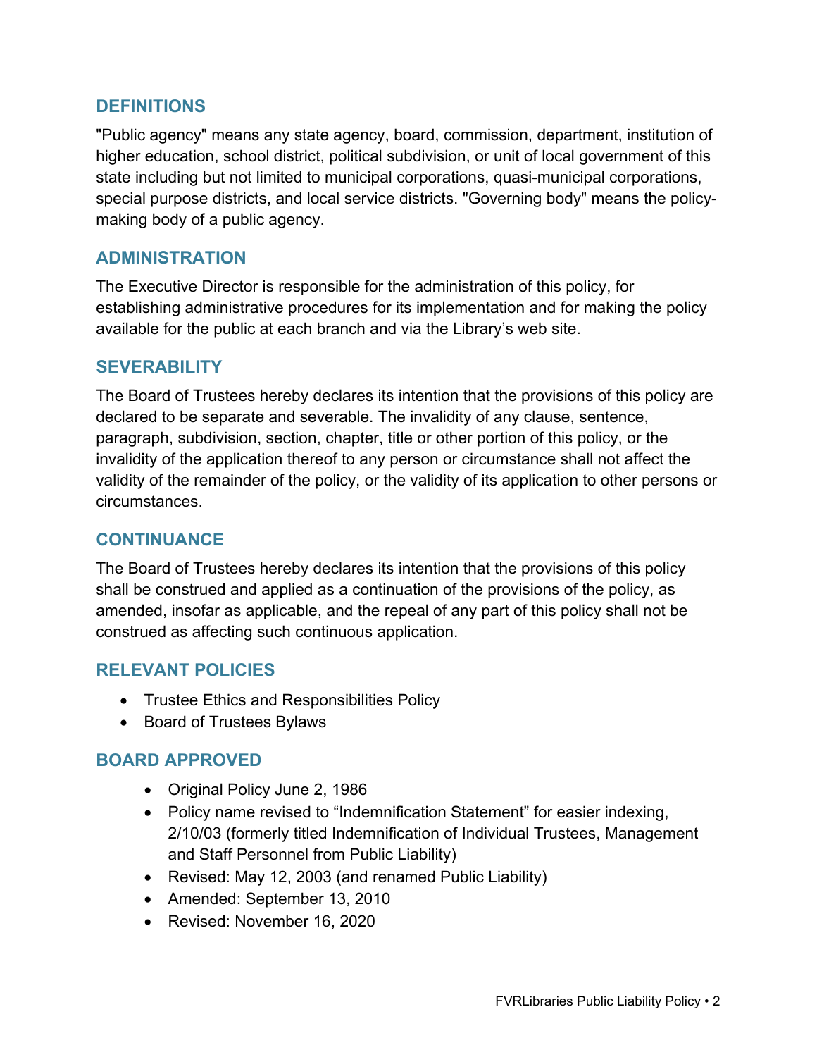## DEFINITIONS

"Public agency" means any state agency, board, commission, department, institution of higher education, school district, political subdivision, or unit of local government of this state including but not limited to municipal corporations, quasi-municipal corporations, special purpose districts, and local service districts. "Governing body" means the policy-making body of a public agency.

## ADMINISTRATION

The Executive Director is responsible for the administration of this policy, for establishing administrative procedures for its implementation and for making the policy available for the public at each branch and via the Library's web site.

## SEVERABILITY

The Board of Trustees hereby declares its intention that the provisions of this policy are declared to be separate and severable. The invalidity of any clause, sentence, paragraph, subdivision, section, chapter, title or other portion of this policy, or the invalidity of the application thereof to any person or circumstance shall not affect the validity of the remainder of the policy, or the validity of its application to other persons or circumstances.

## CONTINUANCE

The Board of Trustees hereby declares its intention that the provisions of this policy shall be construed and applied as a continuation of the provisions of the policy, as amended, insofar as applicable, and the repeal of any part of this policy shall not be construed as affecting such continuous application.

## RELEVANT POLICIES

- Trustee Ethics and Responsibilities Policy
- Board of Trustees Bylaws

## BOARD APPROVED

- Original Policy June 2, 1986
- Policy name revised to "Indemnification Statement" for easier indexing, 2/10/03 (formerly titled Indemnification of Individual Trustees, Management and Staff Personnel from Public Liability)
- Revised: May 12, 2003 (and renamed Public Liability)
- Amended: September 13, 2010
- Revised: November 16, 2020